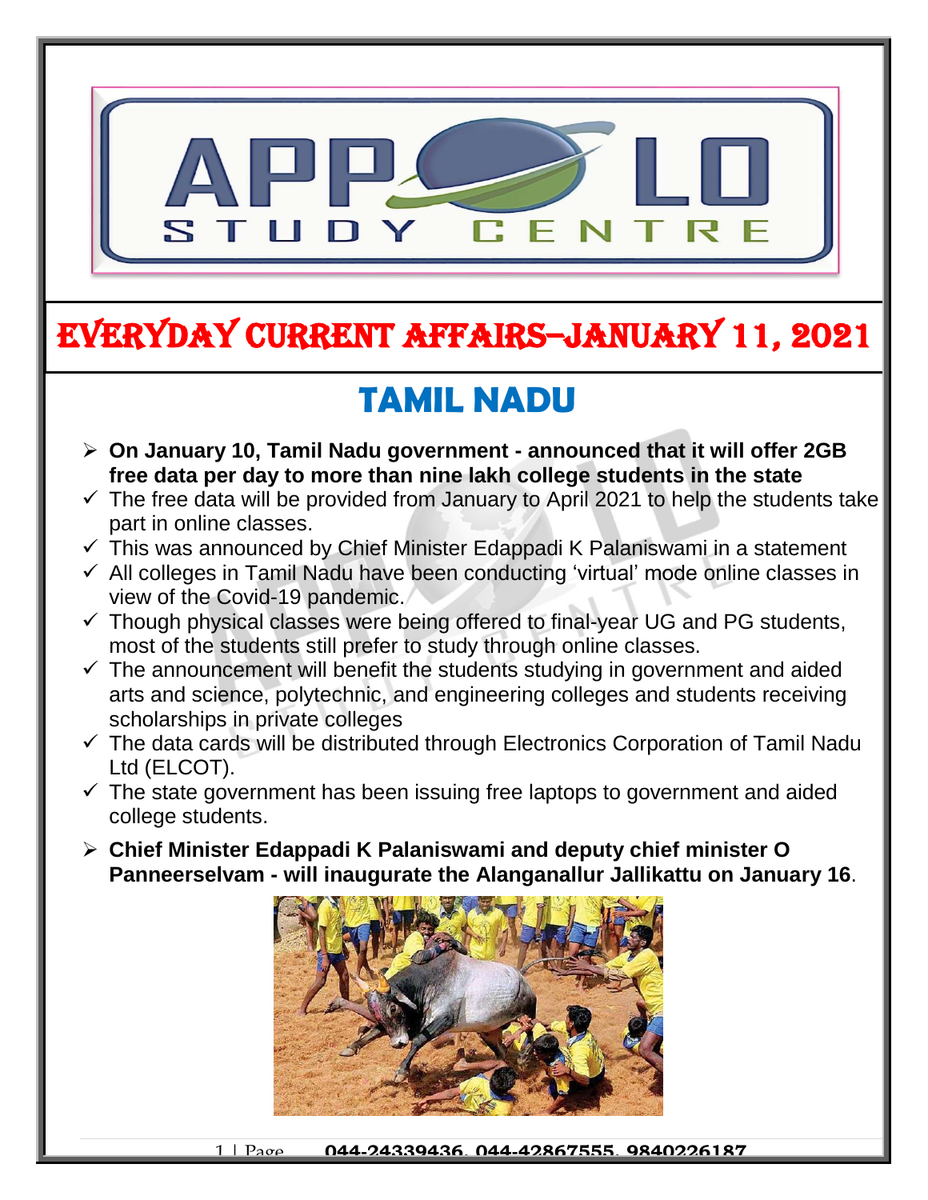# EVERYDAY CURRENT AFFAIRS–JANUARY 11, 2021

## TAMIL NADU

- **On January 10, Tamil Nadu government - announced that it will offer 2GB free data per day to more than nine lakh college students in the state**
  - ✓ The free data will be provided from January to April 2021 to help the students take part in online classes.
  - ✓ This was announced by Chief Minister Edappadi K Palaniswami in a statement
  - ✓ All colleges in Tamil Nadu have been conducting 'virtual' mode online classes in view of the Covid-19 pandemic.
  - ✓ Though physical classes were being offered to final-year UG and PG students, most of the students still prefer to study through online classes.
  - ✓ The announcement will benefit the students studying in government and aided arts and science, polytechnic, and engineering colleges and students receiving scholarships in private colleges
  - ✓ The data cards will be distributed through Electronics Corporation of Tamil Nadu Ltd (ELCOT).
  - ✓ The state government has been issuing free laptops to government and aided college students.
- **Chief Minister Edappadi K Palaniswami and deputy chief minister O Panneerselvam - will inaugurate the Alanganallur Jallikattu on January 16**.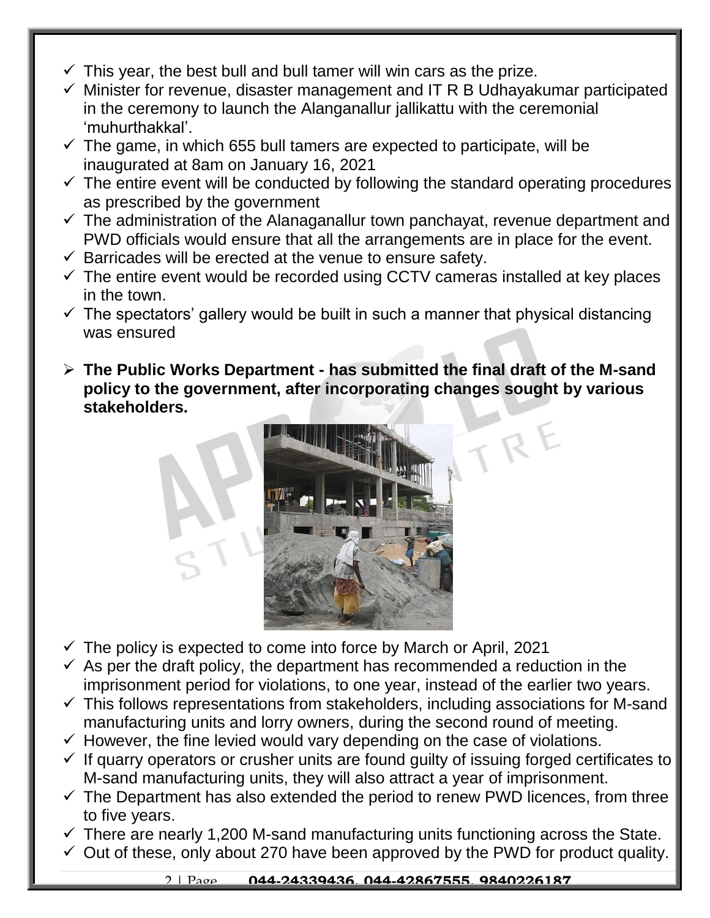- ✓ This year, the best bull and bull tamer will win cars as the prize.
- ✓ Minister for revenue, disaster management and IT R B Udhayakumar participated in the ceremony to launch the Alanganallur jallikattu with the ceremonial 'muhurthakkal'.
- ✓ The game, in which 655 bull tamers are expected to participate, will be inaugurated at 8am on January 16, 2021
- ✓ The entire event will be conducted by following the standard operating procedures as prescribed by the government
- ✓ The administration of the Alanaganallur town panchayat, revenue department and PWD officials would ensure that all the arrangements are in place for the event.
- ✓ Barricades will be erected at the venue to ensure safety.
- ✓ The entire event would be recorded using CCTV cameras installed at key places in the town.
- ✓ The spectators' gallery would be built in such a manner that physical distancing was ensured

- **The Public Works Department - has submitted the final draft of the M-sand policy to the government, after incorporating changes sought by various stakeholders.**

- ✓ The policy is expected to come into force by March or April, 2021
- ✓ As per the draft policy, the department has recommended a reduction in the imprisonment period for violations, to one year, instead of the earlier two years.
- ✓ This follows representations from stakeholders, including associations for M-sand manufacturing units and lorry owners, during the second round of meeting.
- ✓ However, the fine levied would vary depending on the case of violations.
- ✓ If quarry operators or crusher units are found guilty of issuing forged certificates to M-sand manufacturing units, they will also attract a year of imprisonment.
- ✓ The Department has also extended the period to renew PWD licences, from three to five years.
- ✓ There are nearly 1,200 M-sand manufacturing units functioning across the State.
- ✓ Out of these, only about 270 have been approved by the PWD for product quality.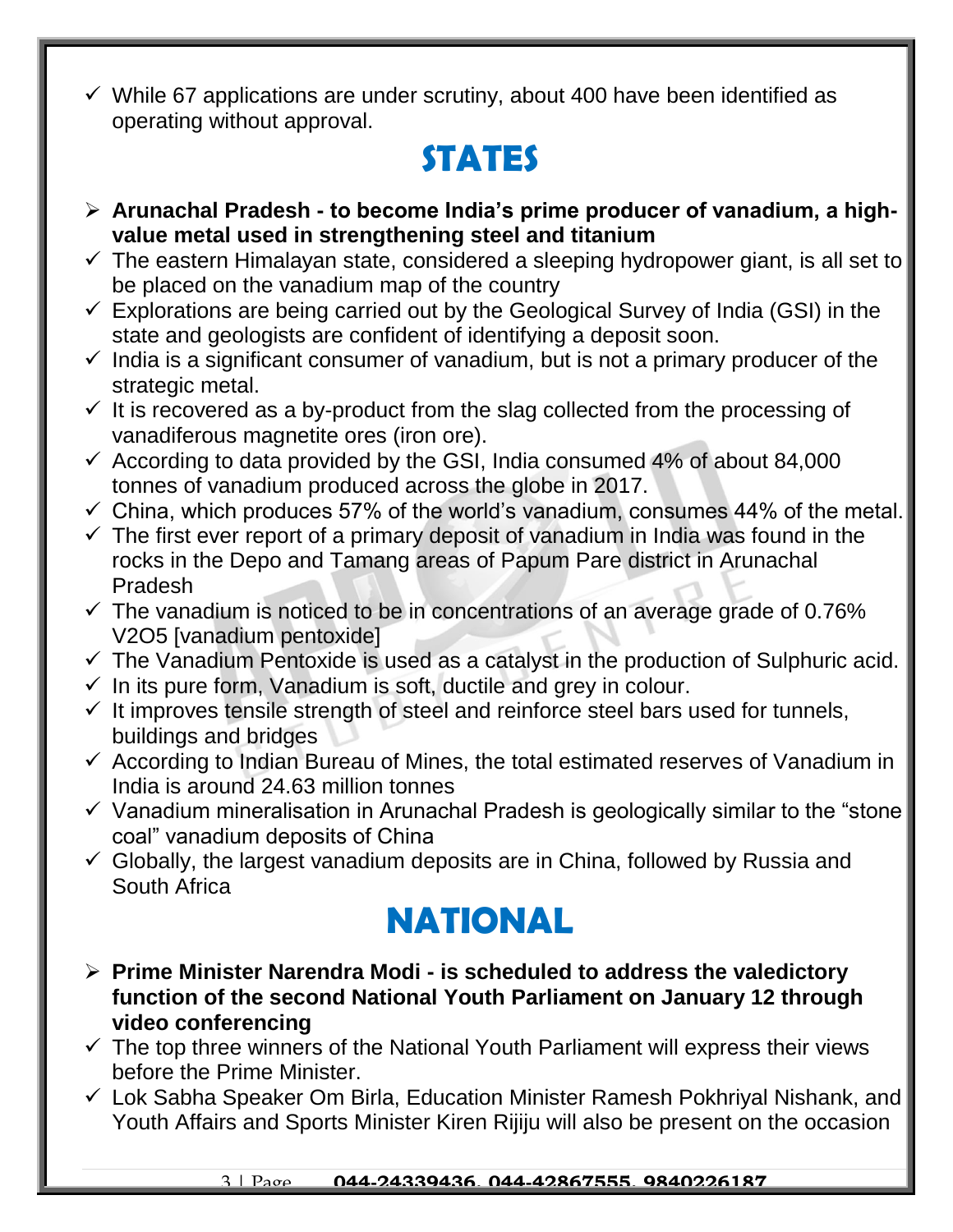- ✓ While 67 applications are under scrutiny, about 400 have been identified as operating without approval.

# STATES

- **Arunachal Pradesh - to become India's prime producer of vanadium, a high-value metal used in strengthening steel and titanium**
  - ✓ The eastern Himalayan state, considered a sleeping hydropower giant, is all set to be placed on the vanadium map of the country
  - ✓ Explorations are being carried out by the Geological Survey of India (GSI) in the state and geologists are confident of identifying a deposit soon.
  - ✓ India is a significant consumer of vanadium, but is not a primary producer of the strategic metal.
  - ✓ It is recovered as a by-product from the slag collected from the processing of vanadiferous magnetite ores (iron ore).
  - ✓ According to data provided by the GSI, India consumed 4% of about 84,000 tonnes of vanadium produced across the globe in 2017.
  - ✓ China, which produces 57% of the world's vanadium, consumes 44% of the metal.
  - ✓ The first ever report of a primary deposit of vanadium in India was found in the rocks in the Depo and Tamang areas of Papum Pare district in Arunachal Pradesh
  - ✓ The vanadium is noticed to be in concentrations of an average grade of 0.76% $V_2O_5$ [vanadium pentoxide]
  - ✓ The Vanadium Pentoxide is used as a catalyst in the production of Sulphuric acid.
  - ✓ In its pure form, Vanadium is soft, ductile and grey in colour.
  - ✓ It improves tensile strength of steel and reinforce steel bars used for tunnels, buildings and bridges
  - ✓ According to Indian Bureau of Mines, the total estimated reserves of Vanadium in India is around 24.63 million tonnes
  - ✓ Vanadium mineralisation in Arunachal Pradesh is geologically similar to the "stone coal" vanadium deposits of China
  - ✓ Globally, the largest vanadium deposits are in China, followed by Russia and South Africa

# NATIONAL

- **Prime Minister Narendra Modi - is scheduled to address the valedictory function of the second National Youth Parliament on January 12 through video conferencing**
  - ✓ The top three winners of the National Youth Parliament will express their views before the Prime Minister.
  - ✓ Lok Sabha Speaker Om Birla, Education Minister Ramesh Pokhriyal Nishank, and Youth Affairs and Sports Minister Kiren Rijiju will also be present on the occasion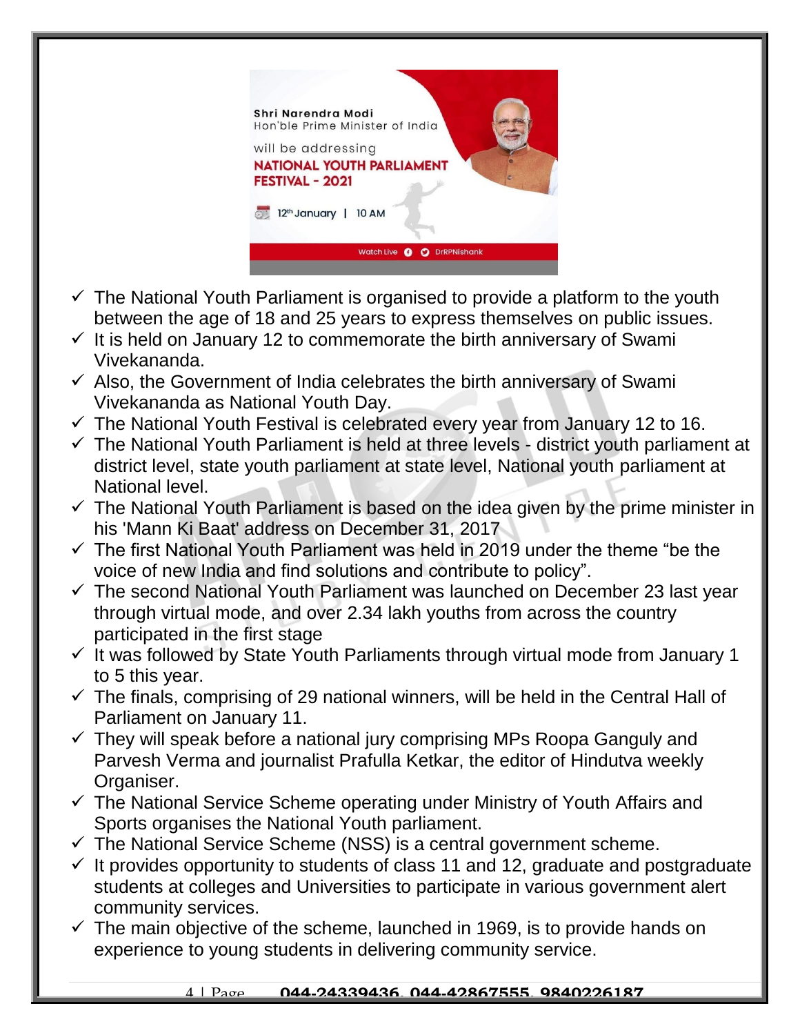- ✓ The National Youth Parliament is organised to provide a platform to the youth between the age of 18 and 25 years to express themselves on public issues.
- ✓ It is held on January 12 to commemorate the birth anniversary of Swami Vivekananda.
- ✓ Also, the Government of India celebrates the birth anniversary of Swami Vivekananda as National Youth Day.
- ✓ The National Youth Festival is celebrated every year from January 12 to 16.
- ✓ The National Youth Parliament is held at three levels - district youth parliament at district level, state youth parliament at state level, National youth parliament at National level.
- ✓ The National Youth Parliament is based on the idea given by the prime minister in his 'Mann Ki Baat' address on December 31, 2017
- ✓ The first National Youth Parliament was held in 2019 under the theme "be the voice of new India and find solutions and contribute to policy".
- ✓ The second National Youth Parliament was launched on December 23 last year through virtual mode, and over 2.34 lakh youths from across the country participated in the first stage
- ✓ It was followed by State Youth Parliaments through virtual mode from January 1 to 5 this year.
- ✓ The finals, comprising of 29 national winners, will be held in the Central Hall of Parliament on January 11.
- ✓ They will speak before a national jury comprising MPs Roopa Ganguly and Parvesh Verma and journalist Prafulla Ketkar, the editor of Hindutva weekly Organiser.
- ✓ The National Service Scheme operating under Ministry of Youth Affairs and Sports organises the National Youth parliament.
- ✓ The National Service Scheme (NSS) is a central government scheme.
- ✓ It provides opportunity to students of class 11 and 12, graduate and postgraduate students at colleges and Universities to participate in various government alert community services.
- ✓ The main objective of the scheme, launched in 1969, is to provide hands on experience to young students in delivering community service.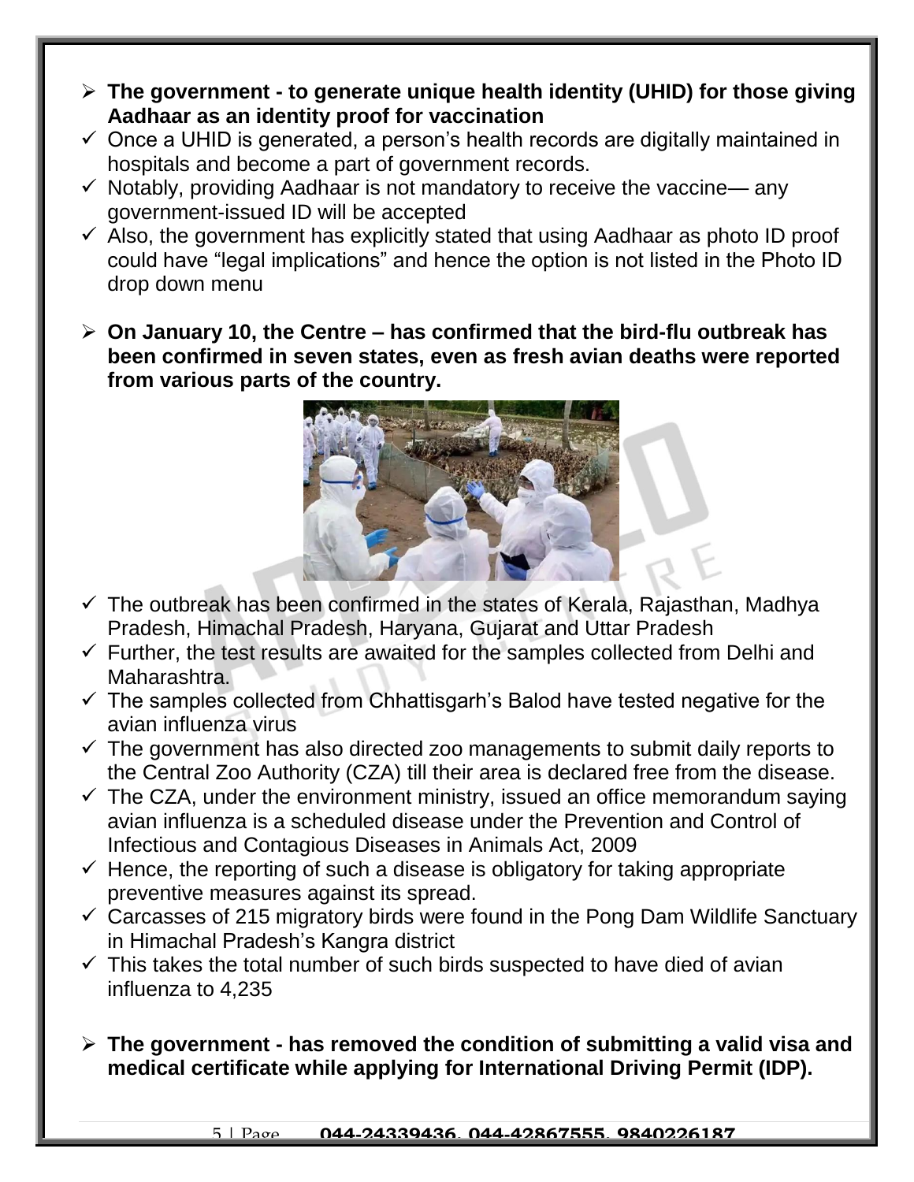- **The government - to generate unique health identity (UHID) for those giving Aadhaar as an identity proof for vaccination**
  - ✓ Once a UHID is generated, a person's health records are digitally maintained in hospitals and become a part of government records.
  - ✓ Notably, providing Aadhaar is not mandatory to receive the vaccine— any government-issued ID will be accepted
  - ✓ Also, the government has explicitly stated that using Aadhaar as photo ID proof could have "legal implications" and hence the option is not listed in the Photo ID drop down menu

- **On January 10, the Centre – has confirmed that the bird-flu outbreak has been confirmed in seven states, even as fresh avian deaths were reported from various parts of the country.**
  - ✓ The outbreak has been confirmed in the states of Kerala, Rajasthan, Madhya Pradesh, Himachal Pradesh, Haryana, Gujarat and Uttar Pradesh
  - ✓ Further, the test results are awaited for the samples collected from Delhi and Maharashtra.
  - ✓ The samples collected from Chhattisgarh's Balod have tested negative for the avian influenza virus
  - ✓ The government has also directed zoo managements to submit daily reports to the Central Zoo Authority (CZA) till their area is declared free from the disease.
  - ✓ The CZA, under the environment ministry, issued an office memorandum saying avian influenza is a scheduled disease under the Prevention and Control of Infectious and Contagious Diseases in Animals Act, 2009
  - ✓ Hence, the reporting of such a disease is obligatory for taking appropriate preventive measures against its spread.
  - ✓ Carcasses of 215 migratory birds were found in the Pong Dam Wildlife Sanctuary in Himachal Pradesh's Kangra district
  - ✓ This takes the total number of such birds suspected to have died of avian influenza to 4,235

- **The government - has removed the condition of submitting a valid visa and medical certificate while applying for International Driving Permit (IDP).**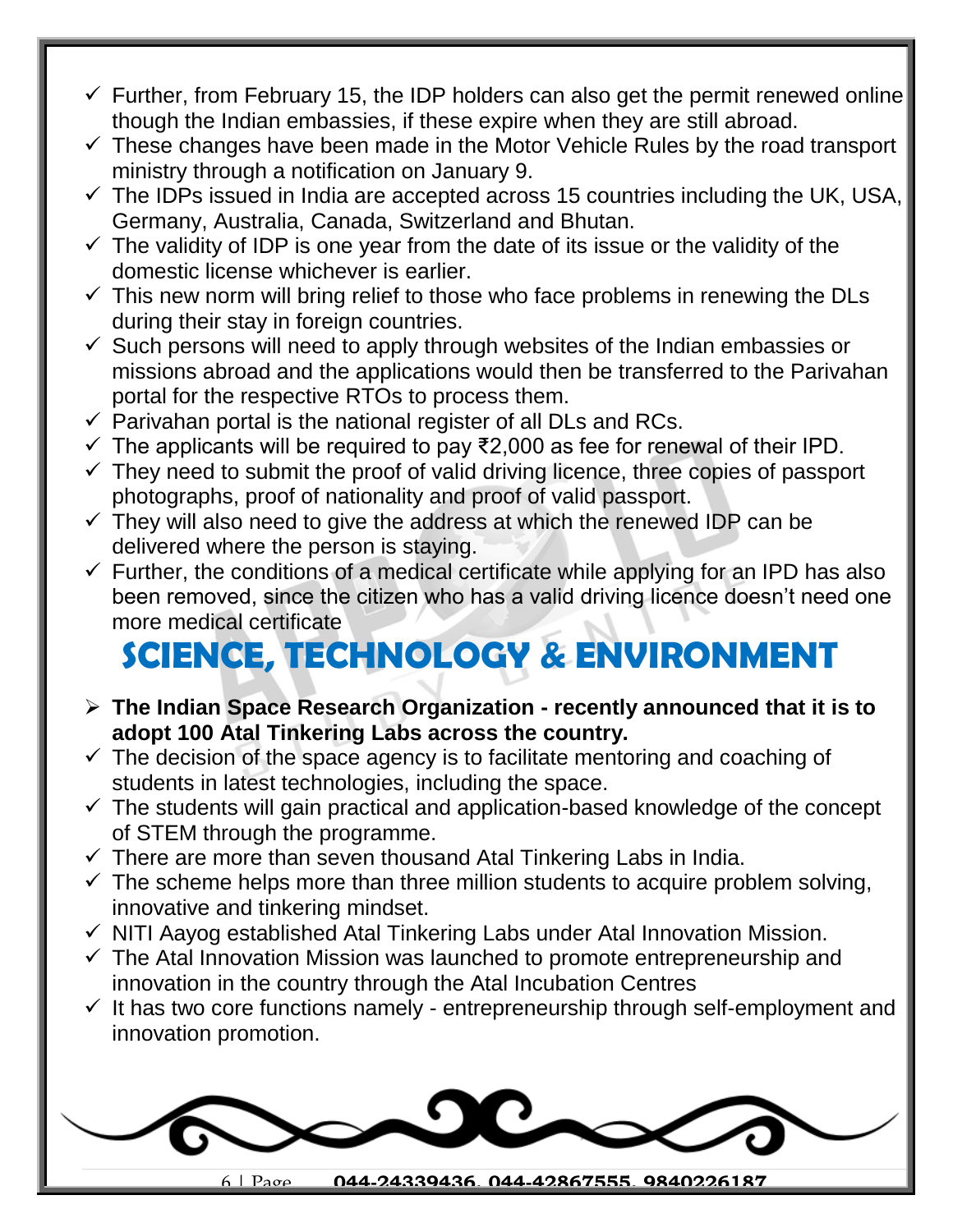- ✓ Further, from February 15, the IDP holders can also get the permit renewed online though the Indian embassies, if these expire when they are still abroad.
- ✓ These changes have been made in the Motor Vehicle Rules by the road transport ministry through a notification on January 9.
- ✓ The IDPs issued in India are accepted across 15 countries including the UK, USA, Germany, Australia, Canada, Switzerland and Bhutan.
- ✓ The validity of IDP is one year from the date of its issue or the validity of the domestic license whichever is earlier.
- ✓ This new norm will bring relief to those who face problems in renewing the DLs during their stay in foreign countries.
- ✓ Such persons will need to apply through websites of the Indian embassies or missions abroad and the applications would then be transferred to the Parivahan portal for the respective RTOs to process them.
- ✓ Parivahan portal is the national register of all DLs and RCs.
- ✓ The applicants will be required to pay ₹2,000 as fee for renewal of their IPD.
- ✓ They need to submit the proof of valid driving licence, three copies of passport photographs, proof of nationality and proof of valid passport.
- ✓ They will also need to give the address at which the renewed IDP can be delivered where the person is staying.
- ✓ Further, the conditions of a medical certificate while applying for an IPD has also been removed, since the citizen who has a valid driving licence doesn't need one more medical certificate

# SCIENCE, TECHNOLOGY & ENVIRONMENT

- ➢ **The Indian Space Research Organization - recently announced that it is to adopt 100 Atal Tinkering Labs across the country.**
- ✓ The decision of the space agency is to facilitate mentoring and coaching of students in latest technologies, including the space.
- ✓ The students will gain practical and application-based knowledge of the concept of STEM through the programme.
- ✓ There are more than seven thousand Atal Tinkering Labs in India.
- ✓ The scheme helps more than three million students to acquire problem solving, innovative and tinkering mindset.
- ✓ NITI Aayog established Atal Tinkering Labs under Atal Innovation Mission.
- ✓ The Atal Innovation Mission was launched to promote entrepreneurship and innovation in the country through the Atal Incubation Centres
- ✓ It has two core functions namely - entrepreneurship through self-employment and innovation promotion.